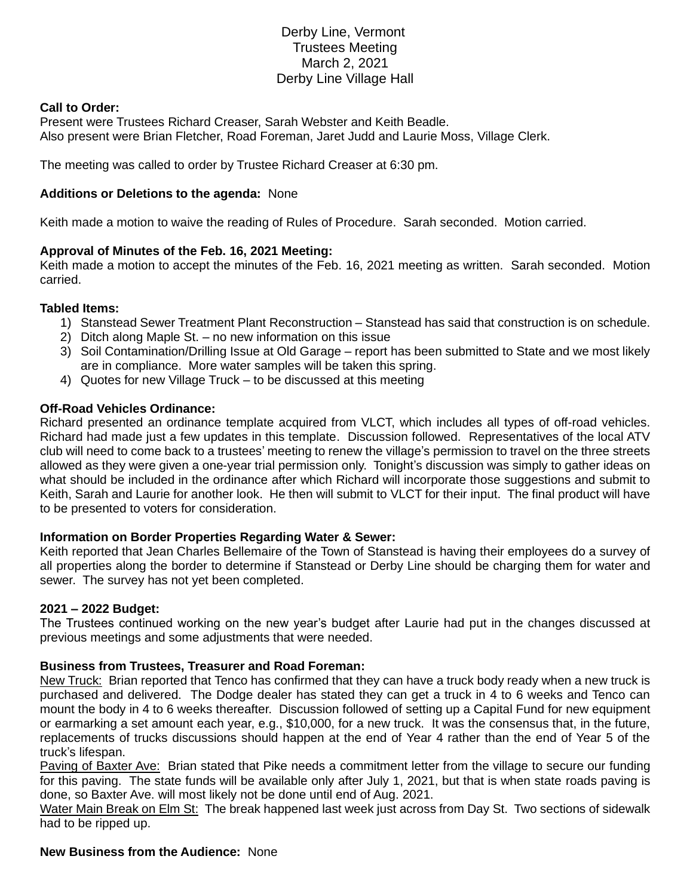Derby Line, Vermont
Trustees Meeting
March 2, 2021
Derby Line Village Hall

**Call to Order:**
Present were Trustees Richard Creaser, Sarah Webster and Keith Beadle.
Also present were Brian Fletcher, Road Foreman, Jaret Judd and Laurie Moss, Village Clerk.

The meeting was called to order by Trustee Richard Creaser at 6:30 pm.

**Additions or Deletions to the agenda:** None

Keith made a motion to waive the reading of Rules of Procedure. Sarah seconded. Motion carried.

**Approval of Minutes of the Feb. 16, 2021 Meeting:**
Keith made a motion to accept the minutes of the Feb. 16, 2021 meeting as written. Sarah seconded. Motion carried.

**Tabled Items:**

1) Stanstead Sewer Treatment Plant Reconstruction – Stanstead has said that construction is on schedule.
2) Ditch along Maple St. – no new information on this issue
3) Soil Contamination/Drilling Issue at Old Garage – report has been submitted to State and we most likely are in compliance. More water samples will be taken this spring.
4) Quotes for new Village Truck – to be discussed at this meeting

**Off-Road Vehicles Ordinance:**
Richard presented an ordinance template acquired from VLCT, which includes all types of off-road vehicles. Richard had made just a few updates in this template. Discussion followed. Representatives of the local ATV club will need to come back to a trustees' meeting to renew the village's permission to travel on the three streets allowed as they were given a one-year trial permission only. Tonight's discussion was simply to gather ideas on what should be included in the ordinance after which Richard will incorporate those suggestions and submit to Keith, Sarah and Laurie for another look. He then will submit to VLCT for their input. The final product will have to be presented to voters for consideration.

**Information on Border Properties Regarding Water & Sewer:**
Keith reported that Jean Charles Bellemaire of the Town of Stanstead is having their employees do a survey of all properties along the border to determine if Stanstead or Derby Line should be charging them for water and sewer. The survey has not yet been completed.

**2021 – 2022 Budget:**
The Trustees continued working on the new year's budget after Laurie had put in the changes discussed at previous meetings and some adjustments that were needed.

**Business from Trustees, Treasurer and Road Foreman:**
New Truck: Brian reported that Tenco has confirmed that they can have a truck body ready when a new truck is purchased and delivered. The Dodge dealer has stated they can get a truck in 4 to 6 weeks and Tenco can mount the body in 4 to 6 weeks thereafter. Discussion followed of setting up a Capital Fund for new equipment or earmarking a set amount each year, e.g., $10,000, for a new truck. It was the consensus that, in the future, replacements of trucks discussions should happen at the end of Year 4 rather than the end of Year 5 of the truck's lifespan.
Paving of Baxter Ave: Brian stated that Pike needs a commitment letter from the village to secure our funding for this paving. The state funds will be available only after July 1, 2021, but that is when state roads paving is done, so Baxter Ave. will most likely not be done until end of Aug. 2021.
Water Main Break on Elm St: The break happened last week just across from Day St. Two sections of sidewalk had to be ripped up.

**New Business from the Audience:** None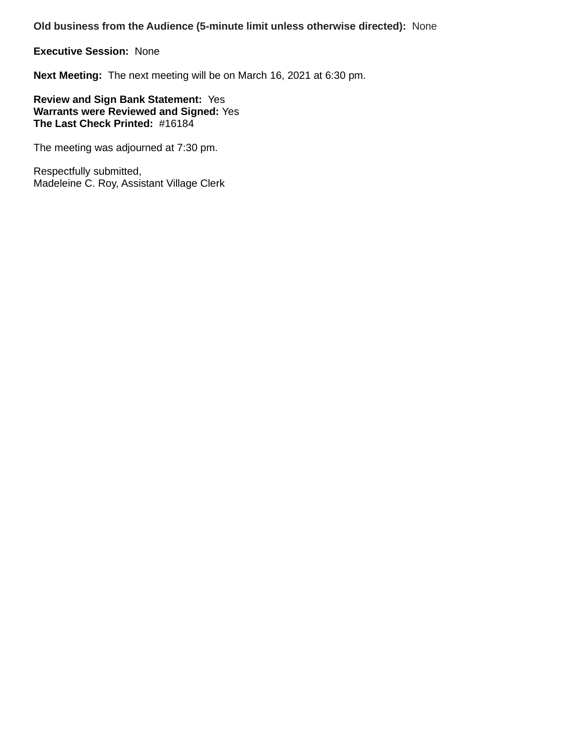**Old business from the Audience (5-minute limit unless otherwise directed):** None

**Executive Session:** None

**Next Meeting:** The next meeting will be on March 16, 2021 at 6:30 pm.

**Review and Sign Bank Statement:** Yes
**Warrants were Reviewed and Signed:** Yes
**The Last Check Printed:** #16184

The meeting was adjourned at 7:30 pm.

Respectfully submitted,
Madeleine C. Roy, Assistant Village Clerk